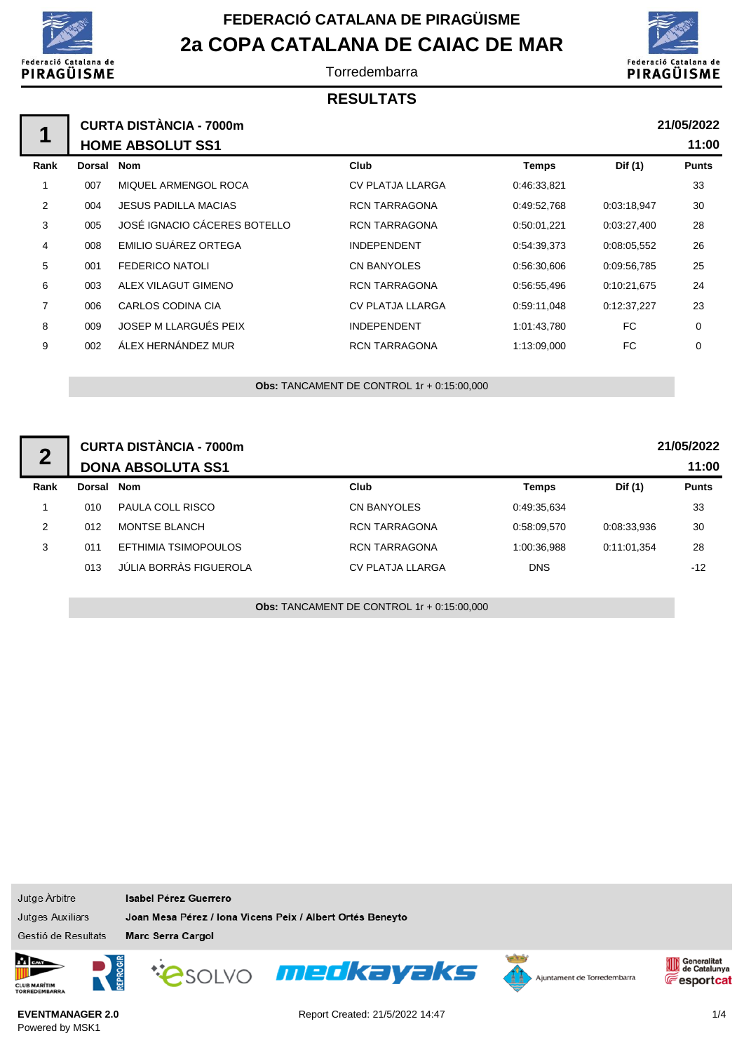# FEDERACIÓ CATALANA DE PIRAGÜISME

# 2a COPA CATALANA DE CAIAC DE MAR

Torredembarra

## RESULTATS

### 1 — CURTA DISTÀNCIA - 7000m — HOME ABSOLUT SS1

21/05/2022 11:00

| Rank | Dorsal | Nom | Club | Temps | Dif (1) | Punts |
|---|---|---|---|---|---|---|
| 1 | 007 | MIQUEL ARMENGOL ROCA | CV PLATJA LLARGA | 0:46:33,821 | | 33 |
| 2 | 004 | JESUS PADILLA MACIAS | RCN TARRAGONA | 0:49:52,768 | 0:03:18,947 | 30 |
| 3 | 005 | JOSÉ IGNACIO CÁCERES BOTELLO | RCN TARRAGONA | 0:50:01,221 | 0:03:27,400 | 28 |
| 4 | 008 | EMILIO SUÁREZ ORTEGA | INDEPENDENT | 0:54:39,373 | 0:08:05,552 | 26 |
| 5 | 001 | FEDERICO NATOLI | CN BANYOLES | 0:56:30,606 | 0:09:56,785 | 25 |
| 6 | 003 | ALEX VILAGUT GIMENO | RCN TARRAGONA | 0:56:55,496 | 0:10:21,675 | 24 |
| 7 | 006 | CARLOS CODINA CIA | CV PLATJA LLARGA | 0:59:11,048 | 0:12:37,227 | 23 |
| 8 | 009 | JOSEP M LLARGUÉS PEIX | INDEPENDENT | 1:01:43,780 | FC | 0 |
| 9 | 002 | ÁLEX HERNÁNDEZ MUR | RCN TARRAGONA | 1:13:09,000 | FC | 0 |

**Obs:** TANCAMENT DE CONTROL 1r + 0:15:00,000

### 2 — CURTA DISTÀNCIA - 7000m — DONA ABSOLUTA SS1

21/05/2022 11:00

| Rank | Dorsal | Nom | Club | Temps | Dif (1) | Punts |
|---|---|---|---|---|---|---|
| 1 | 010 | PAULA COLL RISCO | CN BANYOLES | 0:49:35,634 | | 33 |
| 2 | 012 | MONTSE BLANCH | RCN TARRAGONA | 0:58:09,570 | 0:08:33,936 | 30 |
| 3 | 011 | EFTHIMIA TSIMOPOULOS | RCN TARRAGONA | 1:00:36,988 | 0:11:01,354 | 28 |
| | 013 | JÚLIA BORRÀS FIGUEROLA | CV PLATJA LLARGA | DNS | | -12 |

**Obs:** TANCAMENT DE CONTROL 1r + 0:15:00,000

Jutge Àrbitre: **Isabel Pérez Guerrero**

Jutges Auxiliars: **Joan Mesa Pérez / Iona Vicens Peix / Albert Ortés Beneyto**

Gestió de Resultats: **Marc Serra Cargol**

**EVENTMANAGER 2.0**
Powered by MSK1

Report Created: 21/5/2022 14:47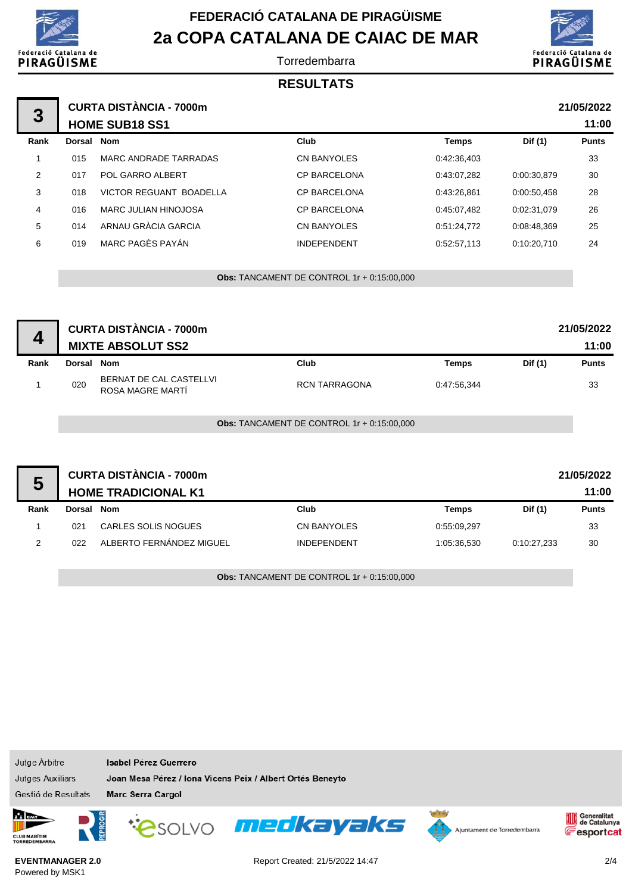# FEDERACIÓ CATALANA DE PIRAGÜISME

## 2a COPA CATALANA DE CAIAC DE MAR

Torredembarra

### RESULTATS

### 3 — CURTA DISTÀNCIA - 7000m — HOME SUB18 SS1

21/05/2022 11:00

| Rank | Dorsal | Nom | Club | Temps | Dif (1) | Punts |
|---|---|---|---|---|---|---|
| 1 | 015 | MARC ANDRADE TARRADAS | CN BANYOLES | 0:42:36,403 | | 33 |
| 2 | 017 | POL GARRO ALBERT | CP BARCELONA | 0:43:07,282 | 0:00:30,879 | 30 |
| 3 | 018 | VICTOR REGUANT BOADELLA | CP BARCELONA | 0:43:26,861 | 0:00:50,458 | 28 |
| 4 | 016 | MARC JULIAN HINOJOSA | CP BARCELONA | 0:45:07,482 | 0:02:31,079 | 26 |
| 5 | 014 | ARNAU GRÀCIA GARCIA | CN BANYOLES | 0:51:24,772 | 0:08:48,369 | 25 |
| 6 | 019 | MARC PAGÈS PAYÁN | INDEPENDENT | 0:52:57,113 | 0:10:20,710 | 24 |

**Obs:** TANCAMENT DE CONTROL 1r + 0:15:00,000

### 4 — CURTA DISTÀNCIA - 7000m — MIXTE ABSOLUT SS2

21/05/2022 11:00

| Rank | Dorsal | Nom | Club | Temps | Dif (1) | Punts |
|---|---|---|---|---|---|---|
| 1 | 020 | BERNAT DE CAL CASTELLVI<br>ROSA MAGRE MARTÍ | RCN TARRAGONA | 0:47:56,344 | | 33 |

**Obs:** TANCAMENT DE CONTROL 1r + 0:15:00,000

### 5 — CURTA DISTÀNCIA - 7000m — HOME TRADICIONAL K1

21/05/2022 11:00

| Rank | Dorsal | Nom | Club | Temps | Dif (1) | Punts |
|---|---|---|---|---|---|---|
| 1 | 021 | CARLES SOLIS NOGUES | CN BANYOLES | 0:55:09,297 | | 33 |
| 2 | 022 | ALBERTO FERNÁNDEZ MIGUEL | INDEPENDENT | 1:05:36,530 | 0:10:27,233 | 30 |

**Obs:** TANCAMENT DE CONTROL 1r + 0:15:00,000

Jutge Àrbitre: **Isabel Pérez Guerrero**

Jutges Auxiliars: **Joan Mesa Pérez / Iona Vicens Peix / Albert Ortés Beneyto**

Gestió de Resultats: **Marc Serra Cargol**

EVENTMANAGER 2.0
Powered by MSK1

Report Created: 21/5/2022 14:47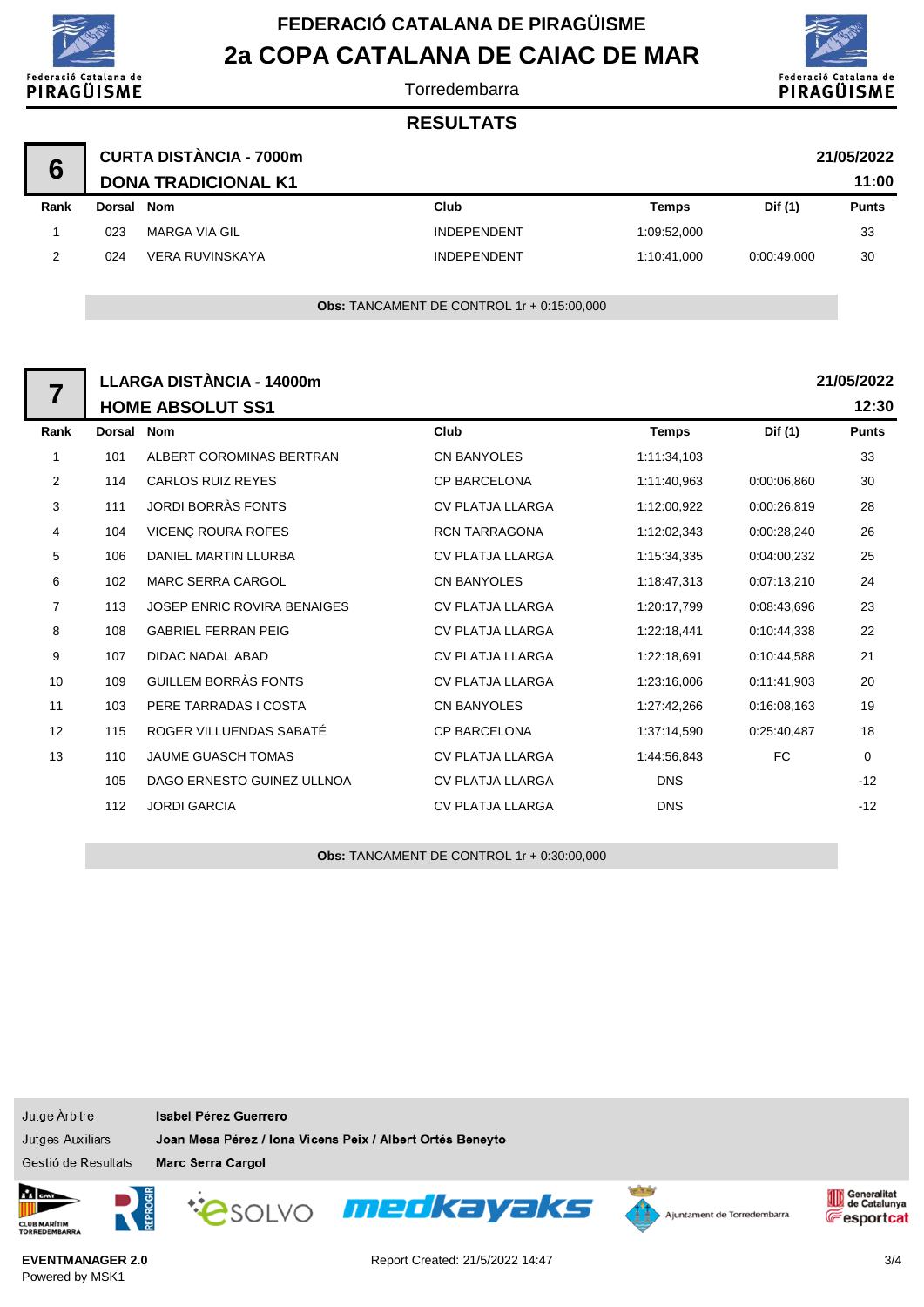# FEDERACIÓ CATALANA DE PIRAGÜISME

## 2a COPA CATALANA DE CAIAC DE MAR

Torredembarra

### RESULTATS

**6** — **CURTA DISTÀNCIA - 7000m** — **21/05/2022**

**DONA TRADICIONAL K1** — **11:00**

| Rank | Dorsal | Nom | Club | Temps | Dif (1) | Punts |
|---|---|---|---|---|---|---|
| 1 | 023 | MARGA VIA GIL | INDEPENDENT | 1:09:52,000 | | 33 |
| 2 | 024 | VERA RUVINSKAYA | INDEPENDENT | 1:10:41,000 | 0:00:49,000 | 30 |

**Obs:** TANCAMENT DE CONTROL 1r + 0:15:00,000

**7** — **LLARGA DISTÀNCIA - 14000m** — **21/05/2022**

**HOME ABSOLUT SS1** — **12:30**

| Rank | Dorsal | Nom | Club | Temps | Dif (1) | Punts |
|---|---|---|---|---|---|---|
| 1 | 101 | ALBERT COROMINAS BERTRAN | CN BANYOLES | 1:11:34,103 | | 33 |
| 2 | 114 | CARLOS RUIZ REYES | CP BARCELONA | 1:11:40,963 | 0:00:06,860 | 30 |
| 3 | 111 | JORDI BORRÀS FONTS | CV PLATJA LLARGA | 1:12:00,922 | 0:00:26,819 | 28 |
| 4 | 104 | VICENÇ ROURA ROFES | RCN TARRAGONA | 1:12:02,343 | 0:00:28,240 | 26 |
| 5 | 106 | DANIEL MARTIN LLURBA | CV PLATJA LLARGA | 1:15:34,335 | 0:04:00,232 | 25 |
| 6 | 102 | MARC SERRA CARGOL | CN BANYOLES | 1:18:47,313 | 0:07:13,210 | 24 |
| 7 | 113 | JOSEP ENRIC ROVIRA BENAIGES | CV PLATJA LLARGA | 1:20:17,799 | 0:08:43,696 | 23 |
| 8 | 108 | GABRIEL FERRAN PEIG | CV PLATJA LLARGA | 1:22:18,441 | 0:10:44,338 | 22 |
| 9 | 107 | DIDAC NADAL ABAD | CV PLATJA LLARGA | 1:22:18,691 | 0:10:44,588 | 21 |
| 10 | 109 | GUILLEM BORRÀS FONTS | CV PLATJA LLARGA | 1:23:16,006 | 0:11:41,903 | 20 |
| 11 | 103 | PERE TARRADAS I COSTA | CN BANYOLES | 1:27:42,266 | 0:16:08,163 | 19 |
| 12 | 115 | ROGER VILLUENDAS SABATÉ | CP BARCELONA | 1:37:14,590 | 0:25:40,487 | 18 |
| 13 | 110 | JAUME GUASCH TOMAS | CV PLATJA LLARGA | 1:44:56,843 | FC | 0 |
| | 105 | DAGO ERNESTO GUINEZ ULLNOA | CV PLATJA LLARGA | DNS | | -12 |
| | 112 | JORDI GARCIA | CV PLATJA LLARGA | DNS | | -12 |

**Obs:** TANCAMENT DE CONTROL 1r + 0:30:00,000

| | |
|---|---|
| Jutge Àrbitre | **Isabel Pérez Guerrero** |
| Jutges Auxiliars | **Joan Mesa Pérez / Iona Vicens Peix / Albert Ortés Beneyto** |
| Gestió de Resultats | **Marc Serra Cargol** |

**EVENTMANAGER 2.0**
Powered by MSK1

Report Created: 21/5/2022 14:47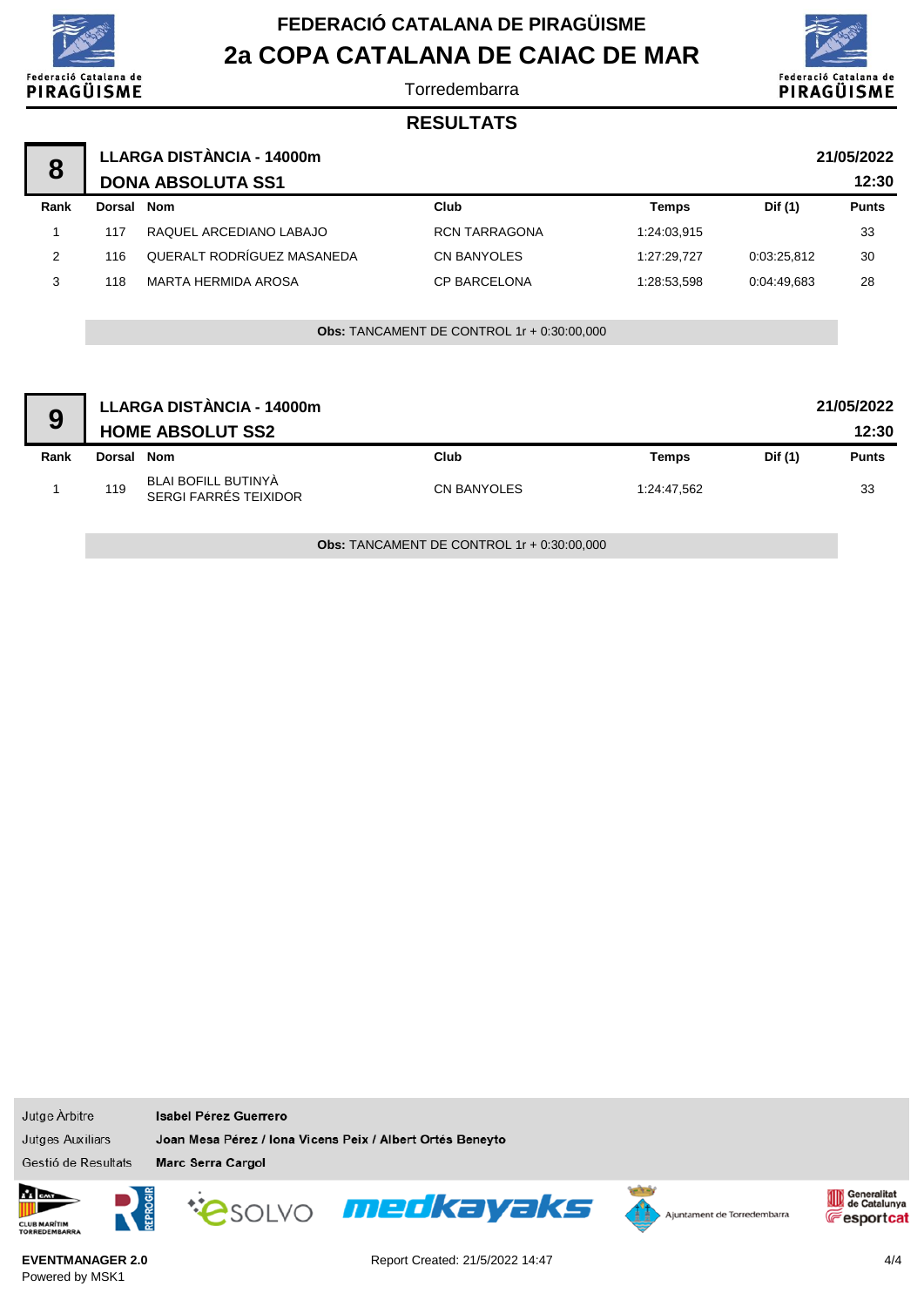# FEDERACIÓ CATALANA DE PIRAGÜISME

## 2a COPA CATALANA DE CAIAC DE MAR

Torredembarra

### RESULTATS

**8** — **LLARGA DISTÀNCIA - 14000m** — **DONA ABSOLUTA SS1** — **21/05/2022** **12:30**

| Rank | Dorsal | Nom | Club | Temps | Dif (1) | Punts |
|---|---|---|---|---|---|---|
| 1 | 117 | RAQUEL ARCEDIANO LABAJO | RCN TARRAGONA | 1:24:03,915 | | 33 |
| 2 | 116 | QUERALT RODRÍGUEZ MASANEDA | CN BANYOLES | 1:27:29,727 | 0:03:25,812 | 30 |
| 3 | 118 | MARTA HERMIDA AROSA | CP BARCELONA | 1:28:53,598 | 0:04:49,683 | 28 |

**Obs:** TANCAMENT DE CONTROL 1r + 0:30:00,000

**9** — **LLARGA DISTÀNCIA - 14000m** — **HOME ABSOLUT SS2** — **21/05/2022** **12:30**

| Rank | Dorsal | Nom | Club | Temps | Dif (1) | Punts |
|---|---|---|---|---|---|---|
| 1 | 119 | BLAI BOFILL BUTINYÀ<br>SERGI FARRÉS TEIXIDOR | CN BANYOLES | 1:24:47,562 | | 33 |

**Obs:** TANCAMENT DE CONTROL 1r + 0:30:00,000

Jutge Àrbitre: **Isabel Pérez Guerrero**

Jutges Auxiliars: **Joan Mesa Pérez / Iona Vicens Peix / Albert Ortés Beneyto**

Gestió de Resultats: **Marc Serra Cargol**

**EVENTMANAGER 2.0**
Powered by MSK1

Report Created: 21/5/2022 14:47